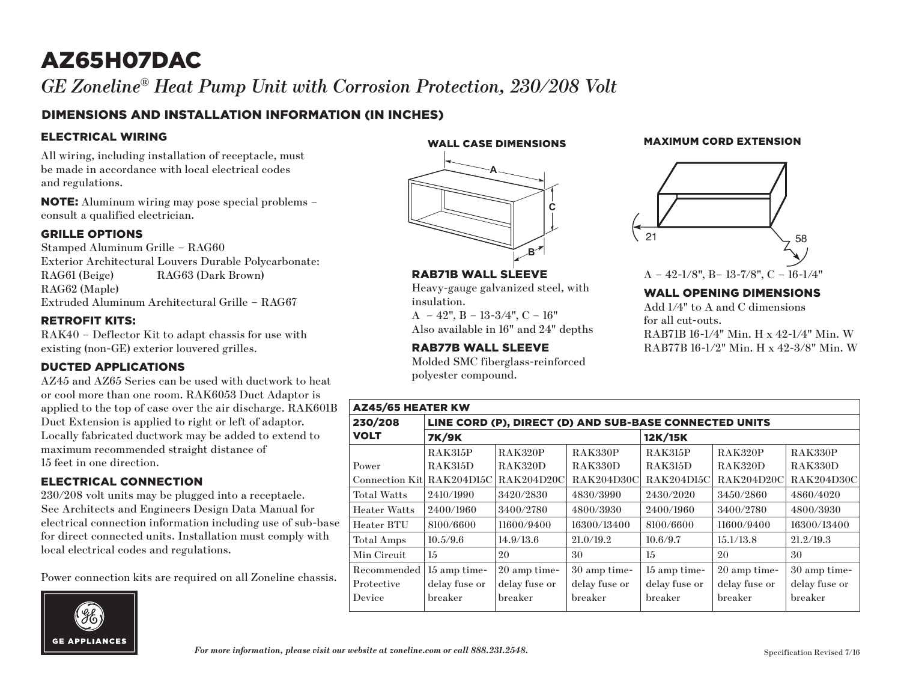# AZ65H07DAC

*GE Zoneline® Heat Pump Unit with Corrosion Protection, 230/208 Volt*

## DIMENSIONS AND INSTALLATION INFORMATION (IN INCHES)

### ELECTRICAL WIRING

All wiring, including installation of receptacle, must be made in accordance with local electrical codes and regulations.

**NOTE:** Aluminum wiring may pose special problems – consult a qualified electrician.

### GRILLE OPTIONS

Stamped Aluminum Grille – RAG60
Exterior Architectural Louvers Durable Polycarbonate:
RAG61 (Beige) RAG63 (Dark Brown)
RAG62 (Maple)
Extruded Aluminum Architectural Grille – RAG67

### RETROFIT KITS:

RAK40 – Deflector Kit to adapt chassis for use with existing (non-GE) exterior louvered grilles.

### DUCTED APPLICATIONS

AZ45 and AZ65 Series can be used with ductwork to heat or cool more than one room. RAK6053 Duct Adaptor is applied to the top of case over the air discharge. RAK601B Duct Extension is applied to right or left of adaptor. Locally fabricated ductwork may be added to extend to maximum recommended straight distance of 15 feet in one direction.

### ELECTRICAL CONNECTION

230/208 volt units may be plugged into a receptacle. See Architects and Engineers Design Data Manual for electrical connection information including use of sub-base for direct connected units. Installation must comply with local electrical codes and regulations.

Power connection kits are required on all Zoneline chassis.

### WALL CASE DIMENSIONS

A

C

B

### RAB71B WALL SLEEVE

Heavy-gauge galvanized steel, with insulation.
A – 42", B – 13-3/4", C – 16"
Also available in 16" and 24" depths

### RAB77B WALL SLEEVE

Molded SMC fiberglass-reinforced polyester compound.

### MAXIMUM CORD EXTENSION

21

58

A – 42-1/8", B– 13-7/8", C – 16-1/4"

### WALL OPENING DIMENSIONS

Add 1/4" to A and C dimensions for all cut-outs.
RAB71B 16-1/4" Min. H x 42-1/4" Min. W
RAB77B 16-1/2" Min. H x 42-3/8" Min. W

| AZ45/65 HEATER KW | | | | | | |
|---|---|---|---|---|---|---|
| 230/208 VOLT | LINE CORD (P), DIRECT (D) AND SUB-BASE CONNECTED UNITS | | | | | |
| | 7K/9K | | | 12K/15K | | |
| Power Connection Kit | RAK315P RAK315D RAK204D15C | RAK320P RAK320D RAK204D20C | RAK330P RAK330D RAK204D30C | RAK315P RAK315D RAK204D15C | RAK320P RAK320D RAK204D20C | RAK330P RAK330D RAK204D30C |
| Total Watts | 2410/1990 | 3420/2830 | 4830/3990 | 2430/2020 | 3450/2860 | 4860/4020 |
| Heater Watts | 2400/1960 | 3400/2780 | 4800/3930 | 2400/1960 | 3400/2780 | 4800/3930 |
| Heater BTU | 8100/6600 | 11600/9400 | 16300/13400 | 8100/6600 | 11600/9400 | 16300/13400 |
| Total Amps | 10.5/9.6 | 14.9/13.6 | 21.0/19.2 | 10.6/9.7 | 15.1/13.8 | 21.2/19.3 |
| Min Circuit | 15 | 20 | 30 | 15 | 20 | 30 |
| Recommended Protective Device | 15 amp time-delay fuse or breaker | 20 amp time-delay fuse or breaker | 30 amp time-delay fuse or breaker | 15 amp time-delay fuse or breaker | 20 amp time-delay fuse or breaker | 30 amp time-delay fuse or breaker |

GE APPLIANCES

*For more information, please visit our website at zoneline.com or call 888.231.2548.*

Specification Revised 7/16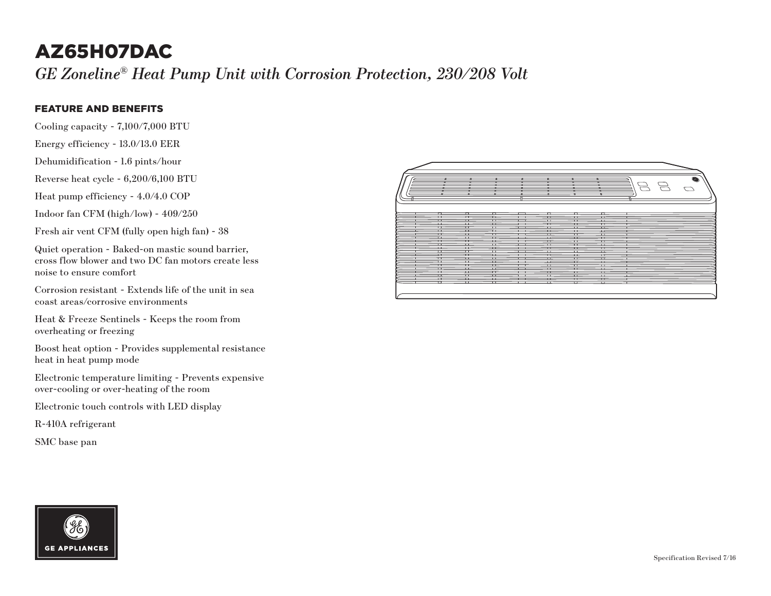# AZ65H07DAC

*GE Zoneline® Heat Pump Unit with Corrosion Protection, 230/208 Volt*

## FEATURE AND BENEFITS

Cooling capacity - 7,100/7,000 BTU

Energy efficiency - 13.0/13.0 EER

Dehumidification - 1.6 pints/hour

Reverse heat cycle - 6,200/6,100 BTU

Heat pump efficiency - 4.0/4.0 COP

Indoor fan CFM (high/low) - 409/250

Fresh air vent CFM (fully open high fan) - 38

Quiet operation - Baked-on mastic sound barrier, cross flow blower and two DC fan motors create less noise to ensure comfort

Corrosion resistant - Extends life of the unit in sea coast areas/corrosive environments

Heat & Freeze Sentinels - Keeps the room from overheating or freezing

Boost heat option - Provides supplemental resistance heat in heat pump mode

Electronic temperature limiting - Prevents expensive over-cooling or over-heating of the room

Electronic touch controls with LED display

R-410A refrigerant

SMC base pan

GE APPLIANCES

Specification Revised 7/16